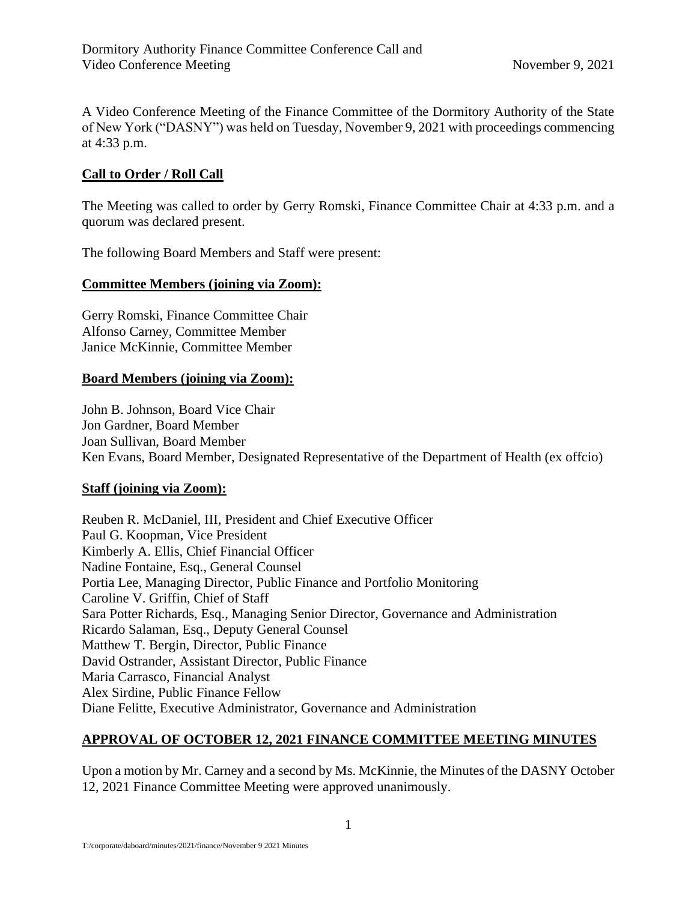Dormitory Authority Finance Committee Conference Call and Video Conference Meeting                    November 9, 2021

A Video Conference Meeting of the Finance Committee of the Dormitory Authority of the State of New York ("DASNY") was held on Tuesday, November 9, 2021 with proceedings commencing at 4:33 p.m.

**Call to Order / Roll Call**

The Meeting was called to order by Gerry Romski, Finance Committee Chair at 4:33 p.m. and a quorum was declared present.

The following Board Members and Staff were present:

**Committee Members (joining via Zoom):**

Gerry Romski, Finance Committee Chair
Alfonso Carney, Committee Member
Janice McKinnie, Committee Member

**Board Members (joining via Zoom):**

John B. Johnson, Board Vice Chair
Jon Gardner, Board Member
Joan Sullivan, Board Member
Ken Evans, Board Member, Designated Representative of the Department of Health (ex offcio)

**Staff (joining via Zoom):**

Reuben R. McDaniel, III, President and Chief Executive Officer
Paul G. Koopman, Vice President
Kimberly A. Ellis, Chief Financial Officer
Nadine Fontaine, Esq., General Counsel
Portia Lee, Managing Director, Public Finance and Portfolio Monitoring
Caroline V. Griffin, Chief of Staff
Sara Potter Richards, Esq., Managing Senior Director, Governance and Administration
Ricardo Salaman, Esq., Deputy General Counsel
Matthew T. Bergin, Director, Public Finance
David Ostrander, Assistant Director, Public Finance
Maria Carrasco, Financial Analyst
Alex Sirdine, Public Finance Fellow
Diane Felitte, Executive Administrator, Governance and Administration

**APPROVAL OF OCTOBER 12, 2021 FINANCE COMMITTEE MEETING MINUTES**

Upon a motion by Mr. Carney and a second by Ms. McKinnie, the Minutes of the DASNY October 12, 2021 Finance Committee Meeting were approved unanimously.

T:/corporate/daboard/minutes/2021/finance/November 9 2021 Minutes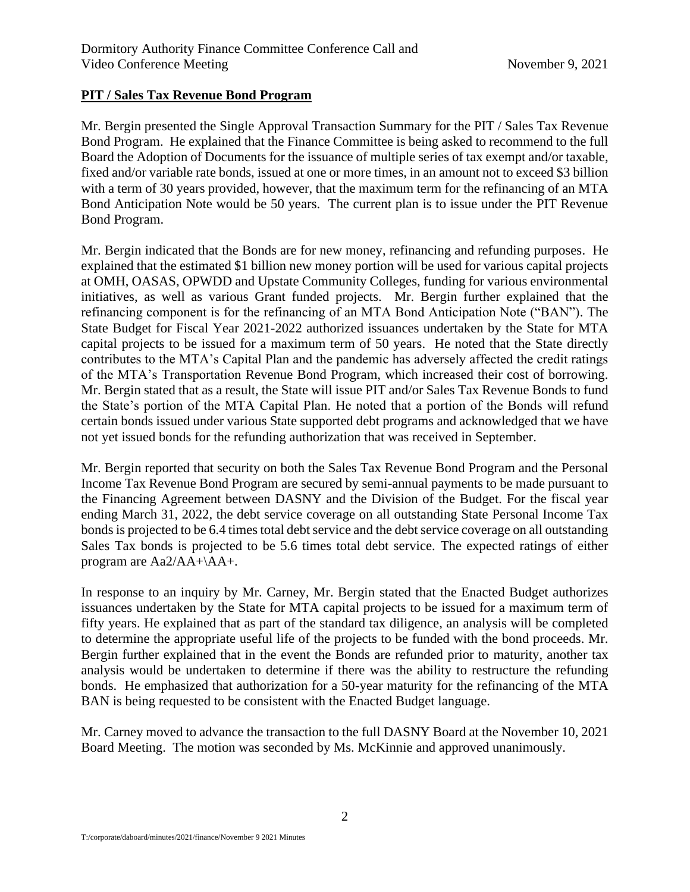**PIT / Sales Tax Revenue Bond Program**

Mr. Bergin presented the Single Approval Transaction Summary for the PIT / Sales Tax Revenue Bond Program. He explained that the Finance Committee is being asked to recommend to the full Board the Adoption of Documents for the issuance of multiple series of tax exempt and/or taxable, fixed and/or variable rate bonds, issued at one or more times, in an amount not to exceed $3 billion with a term of 30 years provided, however, that the maximum term for the refinancing of an MTA Bond Anticipation Note would be 50 years. The current plan is to issue under the PIT Revenue Bond Program.

Mr. Bergin indicated that the Bonds are for new money, refinancing and refunding purposes. He explained that the estimated $1 billion new money portion will be used for various capital projects at OMH, OASAS, OPWDD and Upstate Community Colleges, funding for various environmental initiatives, as well as various Grant funded projects. Mr. Bergin further explained that the refinancing component is for the refinancing of an MTA Bond Anticipation Note ("BAN"). The State Budget for Fiscal Year 2021-2022 authorized issuances undertaken by the State for MTA capital projects to be issued for a maximum term of 50 years. He noted that the State directly contributes to the MTA's Capital Plan and the pandemic has adversely affected the credit ratings of the MTA's Transportation Revenue Bond Program, which increased their cost of borrowing. Mr. Bergin stated that as a result, the State will issue PIT and/or Sales Tax Revenue Bonds to fund the State's portion of the MTA Capital Plan. He noted that a portion of the Bonds will refund certain bonds issued under various State supported debt programs and acknowledged that we have not yet issued bonds for the refunding authorization that was received in September.

Mr. Bergin reported that security on both the Sales Tax Revenue Bond Program and the Personal Income Tax Revenue Bond Program are secured by semi-annual payments to be made pursuant to the Financing Agreement between DASNY and the Division of the Budget. For the fiscal year ending March 31, 2022, the debt service coverage on all outstanding State Personal Income Tax bonds is projected to be 6.4 times total debt service and the debt service coverage on all outstanding Sales Tax bonds is projected to be 5.6 times total debt service. The expected ratings of either program are Aa2/AA+\AA+.

In response to an inquiry by Mr. Carney, Mr. Bergin stated that the Enacted Budget authorizes issuances undertaken by the State for MTA capital projects to be issued for a maximum term of fifty years. He explained that as part of the standard tax diligence, an analysis will be completed to determine the appropriate useful life of the projects to be funded with the bond proceeds. Mr. Bergin further explained that in the event the Bonds are refunded prior to maturity, another tax analysis would be undertaken to determine if there was the ability to restructure the refunding bonds. He emphasized that authorization for a 50-year maturity for the refinancing of the MTA BAN is being requested to be consistent with the Enacted Budget language.

Mr. Carney moved to advance the transaction to the full DASNY Board at the November 10, 2021 Board Meeting. The motion was seconded by Ms. McKinnie and approved unanimously.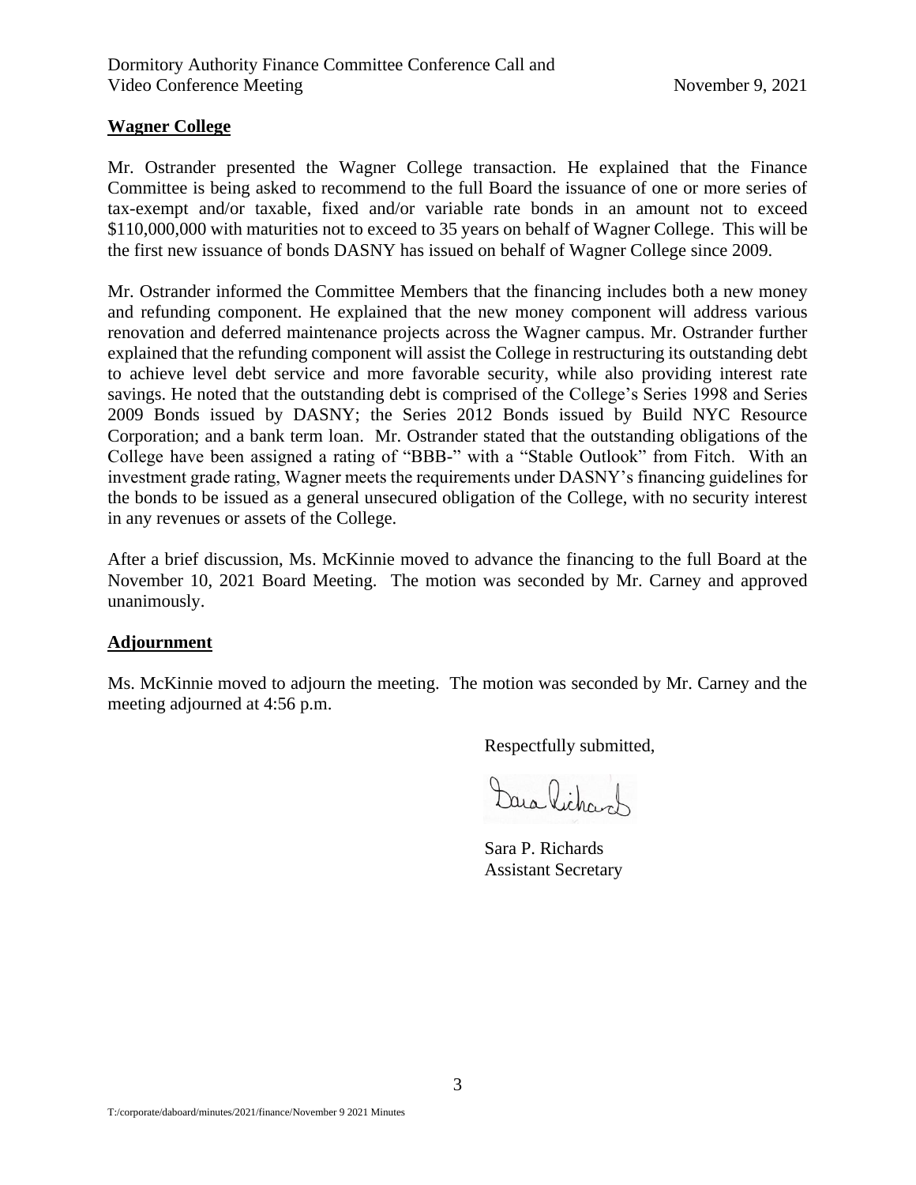## Wagner College

Mr. Ostrander presented the Wagner College transaction. He explained that the Finance Committee is being asked to recommend to the full Board the issuance of one or more series of tax-exempt and/or taxable, fixed and/or variable rate bonds in an amount not to exceed $110,000,000 with maturities not to exceed to 35 years on behalf of Wagner College. This will be the first new issuance of bonds DASNY has issued on behalf of Wagner College since 2009.

Mr. Ostrander informed the Committee Members that the financing includes both a new money and refunding component. He explained that the new money component will address various renovation and deferred maintenance projects across the Wagner campus. Mr. Ostrander further explained that the refunding component will assist the College in restructuring its outstanding debt to achieve level debt service and more favorable security, while also providing interest rate savings. He noted that the outstanding debt is comprised of the College's Series 1998 and Series 2009 Bonds issued by DASNY; the Series 2012 Bonds issued by Build NYC Resource Corporation; and a bank term loan. Mr. Ostrander stated that the outstanding obligations of the College have been assigned a rating of "BBB-" with a "Stable Outlook" from Fitch. With an investment grade rating, Wagner meets the requirements under DASNY's financing guidelines for the bonds to be issued as a general unsecured obligation of the College, with no security interest in any revenues or assets of the College.

After a brief discussion, Ms. McKinnie moved to advance the financing to the full Board at the November 10, 2021 Board Meeting. The motion was seconded by Mr. Carney and approved unanimously.

## Adjournment

Ms. McKinnie moved to adjourn the meeting. The motion was seconded by Mr. Carney and the meeting adjourned at 4:56 p.m.

Respectfully submitted,

Sara Richards

Sara P. Richards
Assistant Secretary

T:/corporate/daboard/minutes/2021/finance/November 9 2021 Minutes